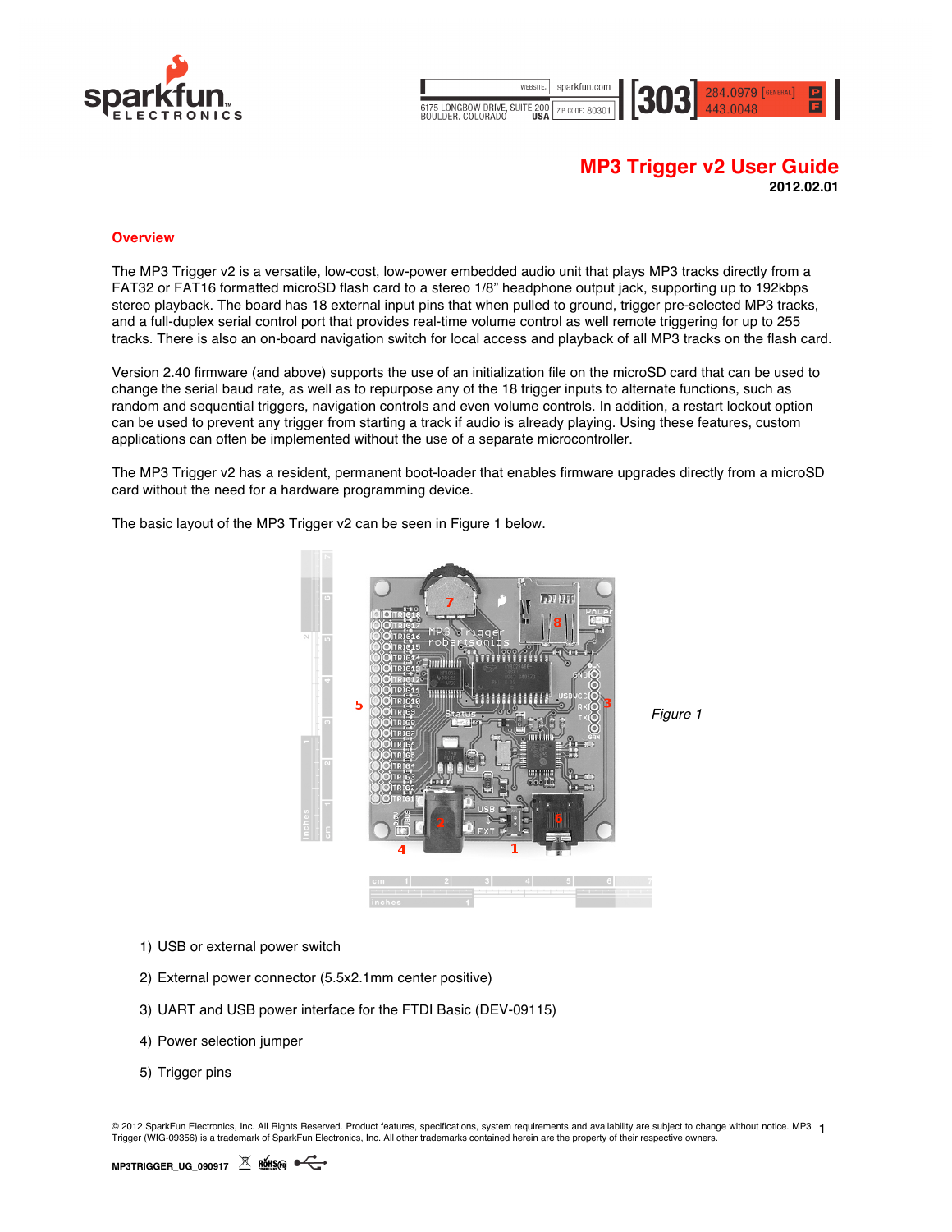# MP3 Trigger v2 User Guide

**2012.02.01**

## Overview

The MP3 Trigger v2 is a versatile, low-cost, low-power embedded audio unit that plays MP3 tracks directly from a FAT32 or FAT16 formatted microSD flash card to a stereo 1/8" headphone output jack, supporting up to 192kbps stereo playback. The board has 18 external input pins that when pulled to ground, trigger pre-selected MP3 tracks, and a full-duplex serial control port that provides real-time volume control as well remote triggering for up to 255 tracks. There is also an on-board navigation switch for local access and playback of all MP3 tracks on the flash card.

Version 2.40 firmware (and above) supports the use of an initialization file on the microSD card that can be used to change the serial baud rate, as well as to repurpose any of the 18 trigger inputs to alternate functions, such as random and sequential triggers, navigation controls and even volume controls. In addition, a restart lockout option can be used to prevent any trigger from starting a track if audio is already playing. Using these features, custom applications can often be implemented without the use of a separate microcontroller.

The MP3 Trigger v2 has a resident, permanent boot-loader that enables firmware upgrades directly from a microSD card without the need for a hardware programming device.

The basic layout of the MP3 Trigger v2 can be seen in Figure 1 below.

*Figure 1*

1) USB or external power switch
2) External power connector (5.5x2.1mm center positive)
3) UART and USB power interface for the FTDI Basic (DEV-09115)
4) Power selection jumper
5) Trigger pins

© 2012 SparkFun Electronics, Inc. All Rights Reserved. Product features, specifications, system requirements and availability are subject to change without notice. MP3 Trigger (WIG-09356) is a trademark of SparkFun Electronics, Inc. All other trademarks contained herein are the property of their respective owners.

MP3TRIGGER_UG_090917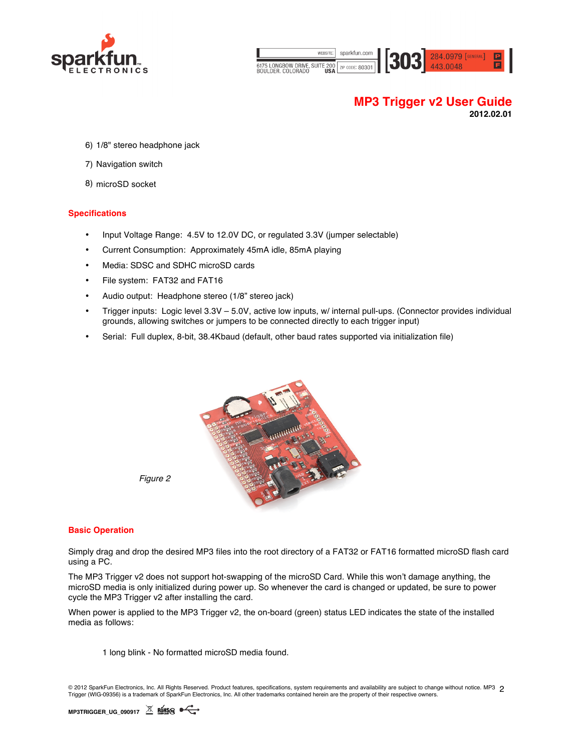6) 1/8" stereo headphone jack

7) Navigation switch

8) microSD socket

## Specifications

- Input Voltage Range: 4.5V to 12.0V DC, or regulated 3.3V (jumper selectable)
- Current Consumption: Approximately 45mA idle, 85mA playing
- Media: SDSC and SDHC microSD cards
- File system: FAT32 and FAT16
- Audio output: Headphone stereo (1/8" stereo jack)
- Trigger inputs: Logic level 3.3V – 5.0V, active low inputs, w/ internal pull-ups. (Connector provides individual grounds, allowing switches or jumpers to be connected directly to each trigger input)
- Serial: Full duplex, 8-bit, 38.4Kbaud (default, other baud rates supported via initialization file)

*Figure 2*

## Basic Operation

Simply drag and drop the desired MP3 files into the root directory of a FAT32 or FAT16 formatted microSD flash card using a PC.

The MP3 Trigger v2 does not support hot-swapping of the microSD Card. While this won't damage anything, the microSD media is only initialized during power up. So whenever the card is changed or updated, be sure to power cycle the MP3 Trigger v2 after installing the card.

When power is applied to the MP3 Trigger v2, the on-board (green) status LED indicates the state of the installed media as follows:

1 long blink - No formatted microSD media found.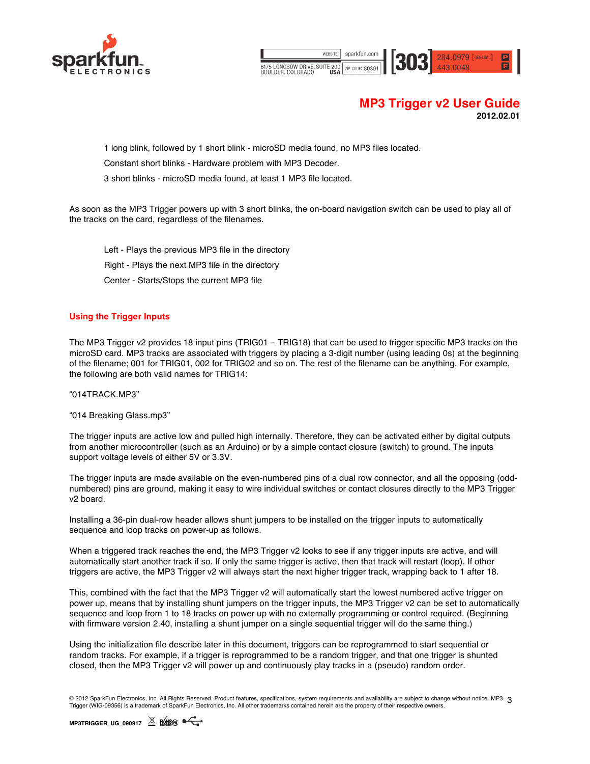1 long blink, followed by 1 short blink - microSD media found, no MP3 files located.

Constant short blinks - Hardware problem with MP3 Decoder.

3 short blinks - microSD media found, at least 1 MP3 file located.

As soon as the MP3 Trigger powers up with 3 short blinks, the on-board navigation switch can be used to play all of the tracks on the card, regardless of the filenames.

Left - Plays the previous MP3 file in the directory

Right - Plays the next MP3 file in the directory

Center - Starts/Stops the current MP3 file

## Using the Trigger Inputs

The MP3 Trigger v2 provides 18 input pins (TRIG01 – TRIG18) that can be used to trigger specific MP3 tracks on the microSD card. MP3 tracks are associated with triggers by placing a 3-digit number (using leading 0s) at the beginning of the filename; 001 for TRIG01, 002 for TRIG02 and so on. The rest of the filename can be anything. For example, the following are both valid names for TRIG14:

“014TRACK.MP3”

“014 Breaking Glass.mp3”

The trigger inputs are active low and pulled high internally. Therefore, they can be activated either by digital outputs from another microcontroller (such as an Arduino) or by a simple contact closure (switch) to ground. The inputs support voltage levels of either 5V or 3.3V.

The trigger inputs are made available on the even-numbered pins of a dual row connector, and all the opposing (odd-numbered) pins are ground, making it easy to wire individual switches or contact closures directly to the MP3 Trigger v2 board.

Installing a 36-pin dual-row header allows shunt jumpers to be installed on the trigger inputs to automatically sequence and loop tracks on power-up as follows.

When a triggered track reaches the end, the MP3 Trigger v2 looks to see if any trigger inputs are active, and will automatically start another track if so. If only the same trigger is active, then that track will restart (loop). If other triggers are active, the MP3 Trigger v2 will always start the next higher trigger track, wrapping back to 1 after 18.

This, combined with the fact that the MP3 Trigger v2 will automatically start the lowest numbered active trigger on power up, means that by installing shunt jumpers on the trigger inputs, the MP3 Trigger v2 can be set to automatically sequence and loop from 1 to 18 tracks on power up with no externally programming or control required. (Beginning with firmware version 2.40, installing a shunt jumper on a single sequential trigger will do the same thing.)

Using the initialization file describe later in this document, triggers can be reprogrammed to start sequential or random tracks. For example, if a trigger is reprogrammed to be a random trigger, and that one trigger is shunted closed, then the MP3 Trigger v2 will power up and continuously play tracks in a (pseudo) random order.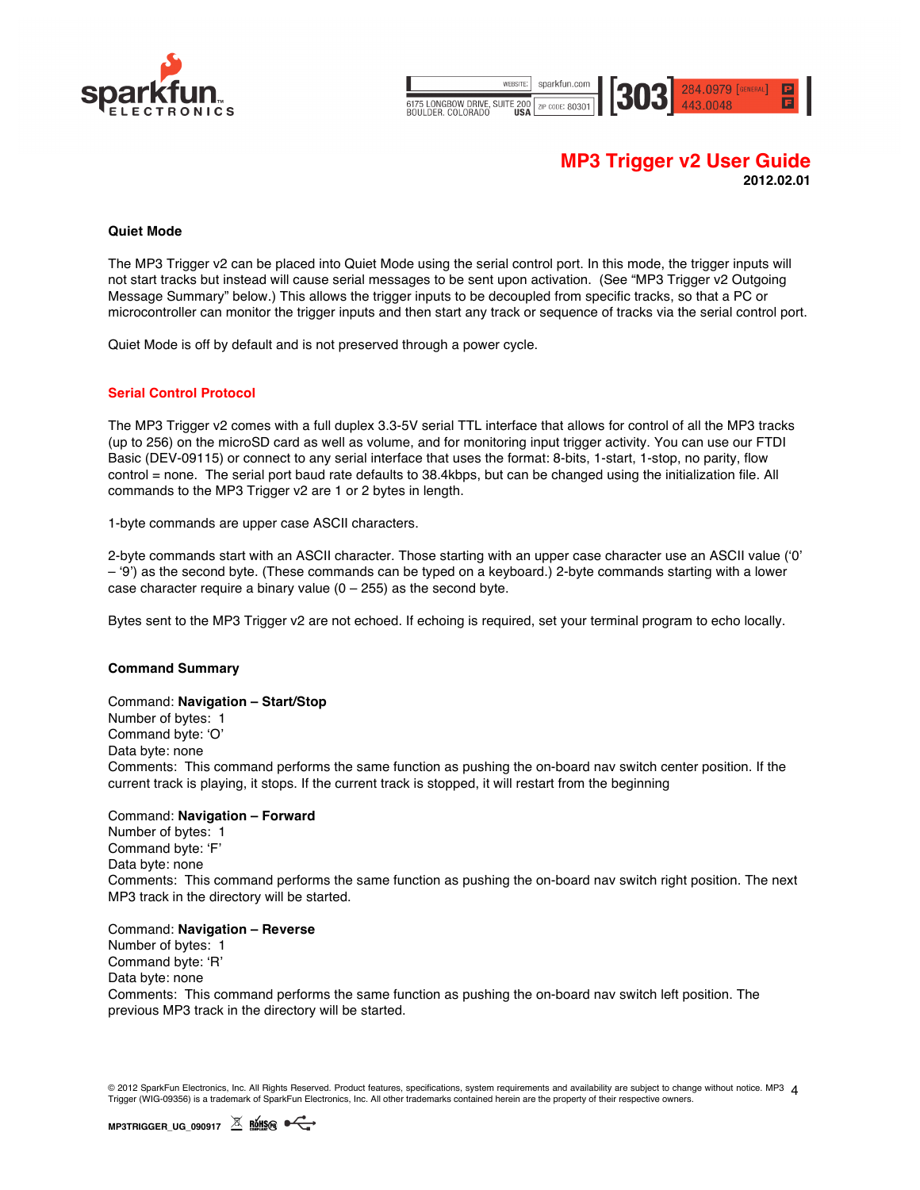### Quiet Mode

The MP3 Trigger v2 can be placed into Quiet Mode using the serial control port. In this mode, the trigger inputs will not start tracks but instead will cause serial messages to be sent upon activation. (See "MP3 Trigger v2 Outgoing Message Summary" below.) This allows the trigger inputs to be decoupled from specific tracks, so that a PC or microcontroller can monitor the trigger inputs and then start any track or sequence of tracks via the serial control port.

Quiet Mode is off by default and is not preserved through a power cycle.

## Serial Control Protocol

The MP3 Trigger v2 comes with a full duplex 3.3-5V serial TTL interface that allows for control of all the MP3 tracks (up to 256) on the microSD card as well as volume, and for monitoring input trigger activity. You can use our FTDI Basic (DEV-09115) or connect to any serial interface that uses the format: 8-bits, 1-start, 1-stop, no parity, flow control = none. The serial port baud rate defaults to 38.4kbps, but can be changed using the initialization file. All commands to the MP3 Trigger v2 are 1 or 2 bytes in length.

1-byte commands are upper case ASCII characters.

2-byte commands start with an ASCII character. Those starting with an upper case character use an ASCII value ('0' – '9') as the second byte. (These commands can be typed on a keyboard.) 2-byte commands starting with a lower case character require a binary value (0 – 255) as the second byte.

Bytes sent to the MP3 Trigger v2 are not echoed. If echoing is required, set your terminal program to echo locally.

### Command Summary

Command: **Navigation – Start/Stop**
Number of bytes: 1
Command byte: 'O'
Data byte: none
Comments: This command performs the same function as pushing the on-board nav switch center position. If the current track is playing, it stops. If the current track is stopped, it will restart from the beginning

Command: **Navigation – Forward**
Number of bytes: 1
Command byte: 'F'
Data byte: none
Comments: This command performs the same function as pushing the on-board nav switch right position. The next MP3 track in the directory will be started.

Command: **Navigation – Reverse**
Number of bytes: 1
Command byte: 'R'
Data byte: none
Comments: This command performs the same function as pushing the on-board nav switch left position. The previous MP3 track in the directory will be started.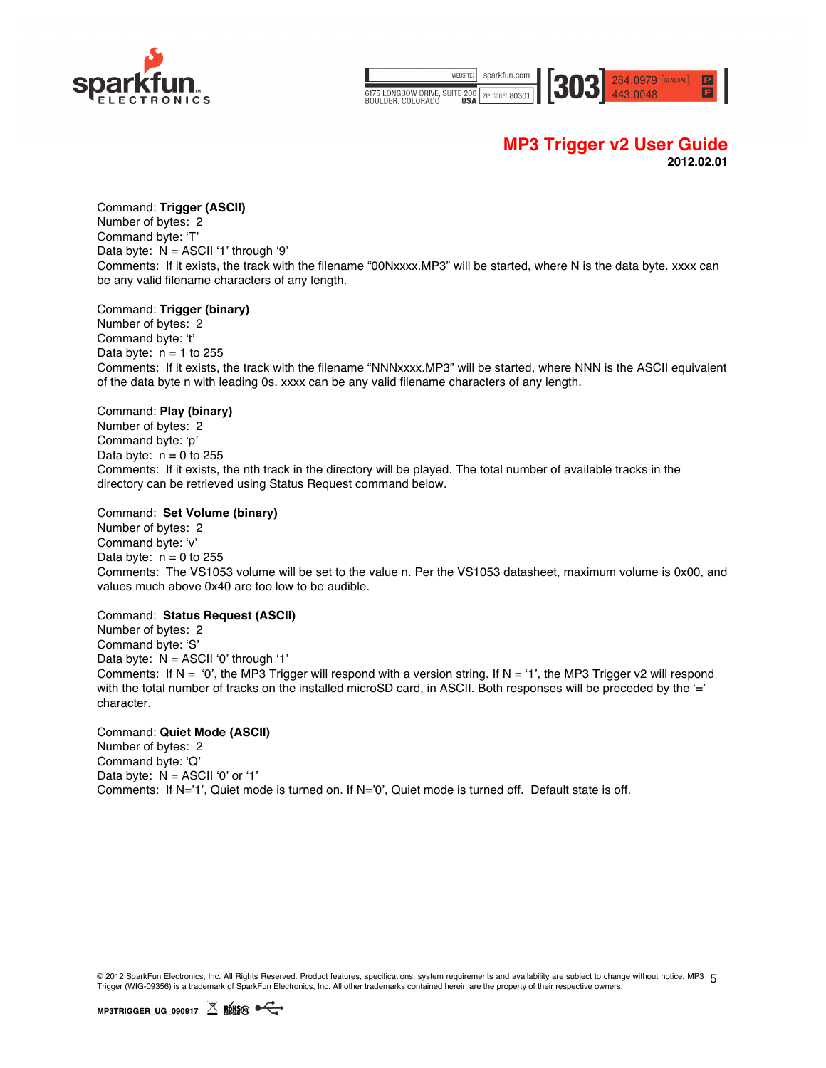Command: **Trigger (ASCII)**
Number of bytes: 2
Command byte: ‘T’
Data byte: N = ASCII ‘1’ through ‘9’
Comments: If it exists, the track with the filename “00Nxxxx.MP3” will be started, where N is the data byte. xxxx can be any valid filename characters of any length.

Command: **Trigger (binary)**
Number of bytes: 2
Command byte: ‘t’
Data byte: n = 1 to 255
Comments: If it exists, the track with the filename “NNNxxxx.MP3” will be started, where NNN is the ASCII equivalent of the data byte n with leading 0s. xxxx can be any valid filename characters of any length.

Command: **Play (binary)**
Number of bytes: 2
Command byte: ‘p’
Data byte: n = 0 to 255
Comments: If it exists, the nth track in the directory will be played. The total number of available tracks in the directory can be retrieved using Status Request command below.

Command: **Set Volume (binary)**
Number of bytes: 2
Command byte: ‘v’
Data byte: n = 0 to 255
Comments: The VS1053 volume will be set to the value n. Per the VS1053 datasheet, maximum volume is 0x00, and values much above 0x40 are too low to be audible.

Command: **Status Request (ASCII)**
Number of bytes: 2
Command byte: ‘S’
Data byte: N = ASCII ‘0’ through ‘1’
Comments: If N = ‘0’, the MP3 Trigger will respond with a version string. If N = ‘1’, the MP3 Trigger v2 will respond with the total number of tracks on the installed microSD card, in ASCII. Both responses will be preceded by the ‘=’ character.

Command: **Quiet Mode (ASCII)**
Number of bytes: 2
Command byte: ‘Q’
Data byte: N = ASCII ‘0’ or ‘1’
Comments: If N=’1’, Quiet mode is turned on. If N=’0’, Quiet mode is turned off. Default state is off.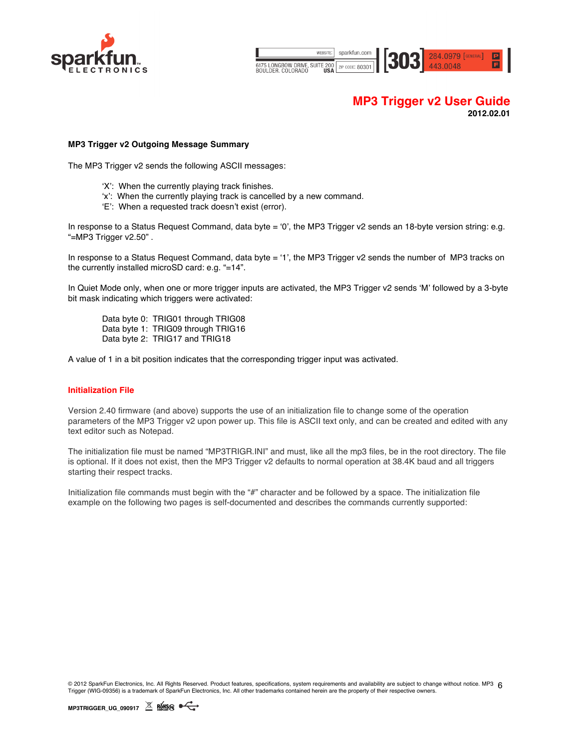**MP3 Trigger v2 Outgoing Message Summary**

The MP3 Trigger v2 sends the following ASCII messages:

- 'X': When the currently playing track finishes.
- 'x': When the currently playing track is cancelled by a new command.
- 'E': When a requested track doesn't exist (error).

In response to a Status Request Command, data byte = '0', the MP3 Trigger v2 sends an 18-byte version string: e.g. "=MP3 Trigger v2.50" .

In response to a Status Request Command, data byte = '1', the MP3 Trigger v2 sends the number of MP3 tracks on the currently installed microSD card: e.g. "=14".

In Quiet Mode only, when one or more trigger inputs are activated, the MP3 Trigger v2 sends 'M' followed by a 3-byte bit mask indicating which triggers were activated:

- Data byte 0: TRIG01 through TRIG08
- Data byte 1: TRIG09 through TRIG16
- Data byte 2: TRIG17 and TRIG18

A value of 1 in a bit position indicates that the corresponding trigger input was activated.

## Initialization File

Version 2.40 firmware (and above) supports the use of an initialization file to change some of the operation parameters of the MP3 Trigger v2 upon power up. This file is ASCII text only, and can be created and edited with any text editor such as Notepad.

The initialization file must be named "MP3TRIGR.INI" and must, like all the mp3 files, be in the root directory. The file is optional. If it does not exist, then the MP3 Trigger v2 defaults to normal operation at 38.4K baud and all triggers starting their respect tracks.

Initialization file commands must begin with the "#" character and be followed by a space. The initialization file example on the following two pages is self-documented and describes the commands currently supported: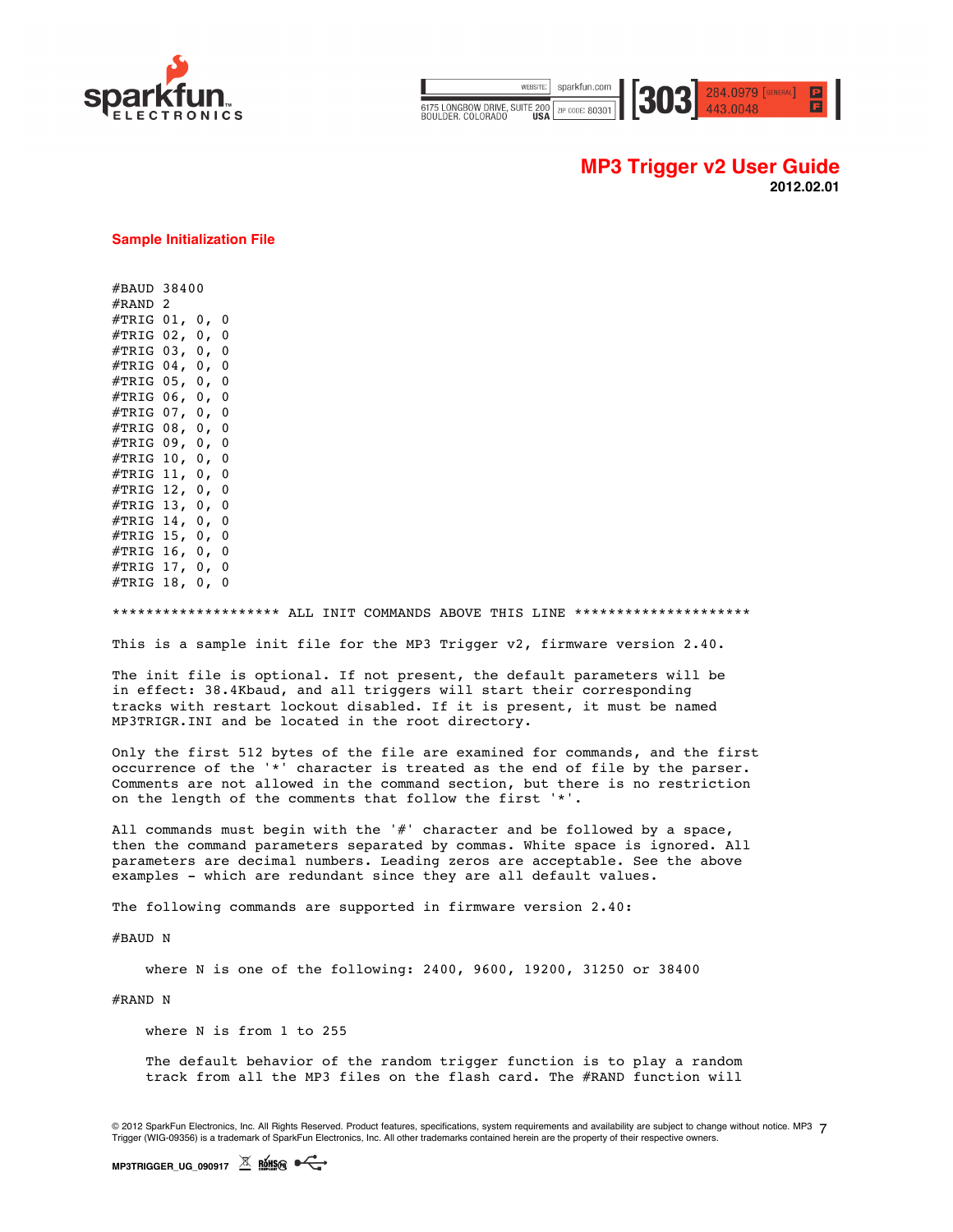## Sample Initialization File

```
#BAUD 38400
#RAND 2
#TRIG 01, 0, 0
#TRIG 02, 0, 0
#TRIG 03, 0, 0
#TRIG 04, 0, 0
#TRIG 05, 0, 0
#TRIG 06, 0, 0
#TRIG 07, 0, 0
#TRIG 08, 0, 0
#TRIG 09, 0, 0
#TRIG 10, 0, 0
#TRIG 11, 0, 0
#TRIG 12, 0, 0
#TRIG 13, 0, 0
#TRIG 14, 0, 0
#TRIG 15, 0, 0
#TRIG 16, 0, 0
#TRIG 17, 0, 0
#TRIG 18, 0, 0

******************** ALL INIT COMMANDS ABOVE THIS LINE *********************

This is a sample init file for the MP3 Trigger v2, firmware version 2.40.

The init file is optional. If not present, the default parameters will be
in effect: 38.4Kbaud, and all triggers will start their corresponding
tracks with restart lockout disabled. If it is present, it must be named
MP3TRIGR.INI and be located in the root directory.

Only the first 512 bytes of the file are examined for commands, and the first
occurrence of the '*' character is treated as the end of file by the parser.
Comments are not allowed in the command section, but there is no restriction
on the length of the comments that follow the first '*'.

All commands must begin with the '#' character and be followed by a space,
then the command parameters separated by commas. White space is ignored. All
parameters are decimal numbers. Leading zeros are acceptable. See the above
examples - which are redundant since they are all default values.

The following commands are supported in firmware version 2.40:

#BAUD N

    where N is one of the following: 2400, 9600, 19200, 31250 or 38400

#RAND N

    where N is from 1 to 255

    The default behavior of the random trigger function is to play a random
    track from all the MP3 files on the flash card. The #RAND function will
```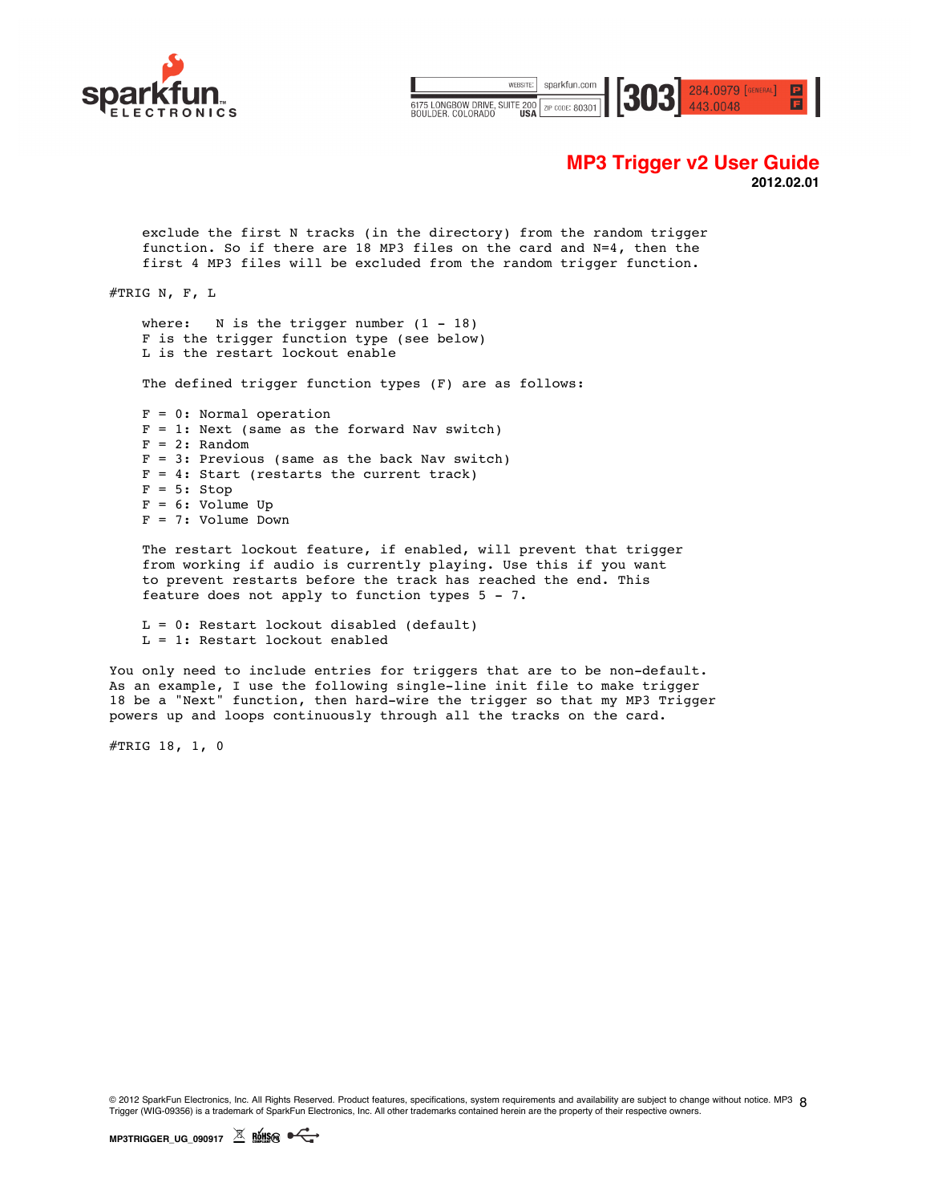exclude the first N tracks (in the directory) from the random trigger function. So if there are 18 MP3 files on the card and N=4, then the first 4 MP3 files will be excluded from the random trigger function.

#TRIG N, F, L

where: N is the trigger number (1 - 18)
F is the trigger function type (see below)
L is the restart lockout enable

The defined trigger function types (F) are as follows:

F = 0: Normal operation
F = 1: Next (same as the forward Nav switch)
F = 2: Random
F = 3: Previous (same as the back Nav switch)
F = 4: Start (restarts the current track)
F = 5: Stop
F = 6: Volume Up
F = 7: Volume Down

The restart lockout feature, if enabled, will prevent that trigger from working if audio is currently playing. Use this if you want to prevent restarts before the track has reached the end. This feature does not apply to function types 5 - 7.

L = 0: Restart lockout disabled (default)
L = 1: Restart lockout enabled

You only need to include entries for triggers that are to be non-default. As an example, I use the following single-line init file to make trigger 18 be a "Next" function, then hard-wire the trigger so that my MP3 Trigger powers up and loops continuously through all the tracks on the card.

#TRIG 18, 1, 0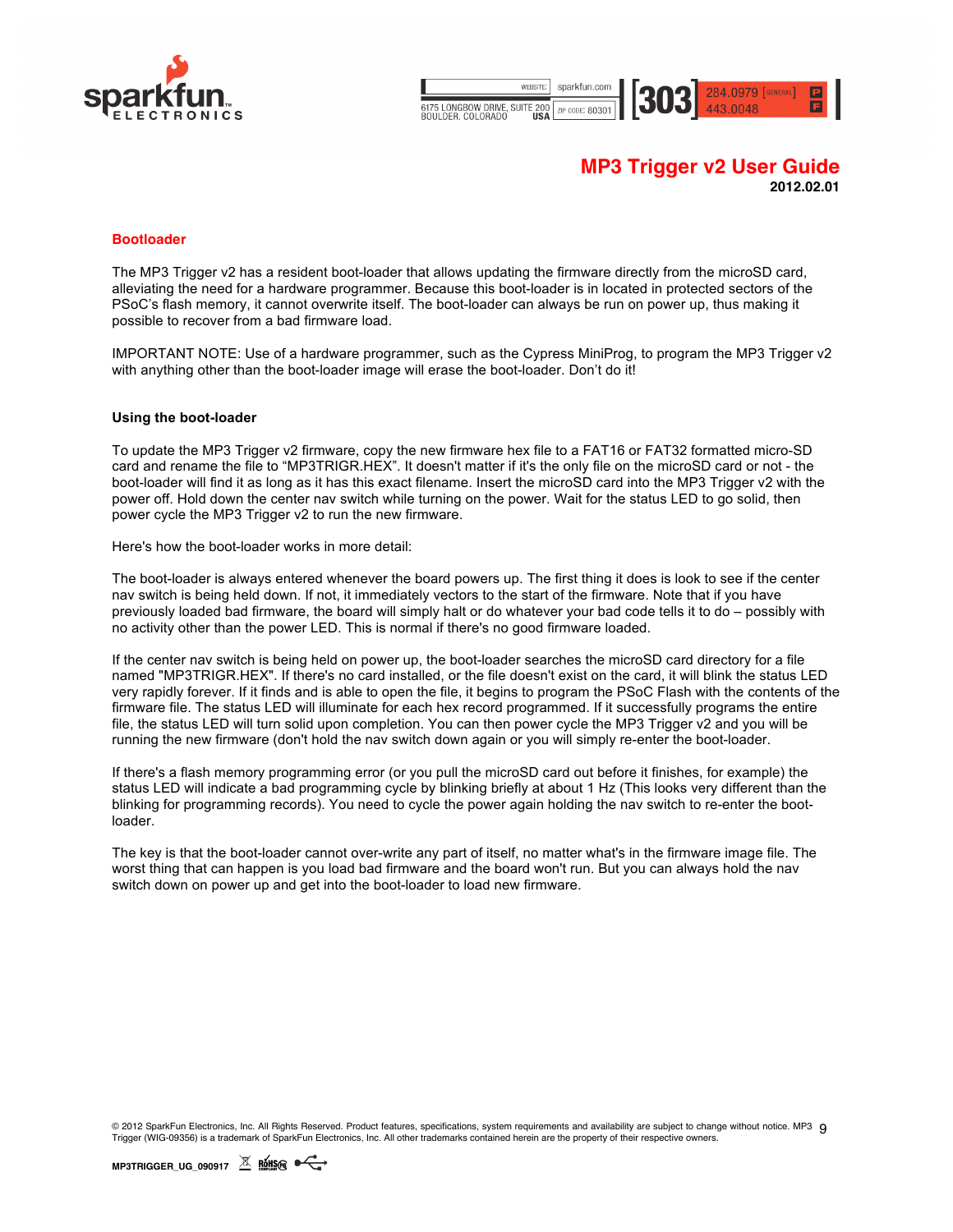## Bootloader

The MP3 Trigger v2 has a resident boot-loader that allows updating the firmware directly from the microSD card, alleviating the need for a hardware programmer. Because this boot-loader is in located in protected sectors of the PSoC's flash memory, it cannot overwrite itself. The boot-loader can always be run on power up, thus making it possible to recover from a bad firmware load.

IMPORTANT NOTE: Use of a hardware programmer, such as the Cypress MiniProg, to program the MP3 Trigger v2 with anything other than the boot-loader image will erase the boot-loader. Don't do it!

### Using the boot-loader

To update the MP3 Trigger v2 firmware, copy the new firmware hex file to a FAT16 or FAT32 formatted micro-SD card and rename the file to "MP3TRIGR.HEX". It doesn't matter if it's the only file on the microSD card or not - the boot-loader will find it as long as it has this exact filename. Insert the microSD card into the MP3 Trigger v2 with the power off. Hold down the center nav switch while turning on the power. Wait for the status LED to go solid, then power cycle the MP3 Trigger v2 to run the new firmware.

Here's how the boot-loader works in more detail:

The boot-loader is always entered whenever the board powers up. The first thing it does is look to see if the center nav switch is being held down. If not, it immediately vectors to the start of the firmware. Note that if you have previously loaded bad firmware, the board will simply halt or do whatever your bad code tells it to do – possibly with no activity other than the power LED. This is normal if there's no good firmware loaded.

If the center nav switch is being held on power up, the boot-loader searches the microSD card directory for a file named "MP3TRIGR.HEX". If there's no card installed, or the file doesn't exist on the card, it will blink the status LED very rapidly forever. If it finds and is able to open the file, it begins to program the PSoC Flash with the contents of the firmware file. The status LED will illuminate for each hex record programmed. If it successfully programs the entire file, the status LED will turn solid upon completion. You can then power cycle the MP3 Trigger v2 and you will be running the new firmware (don't hold the nav switch down again or you will simply re-enter the boot-loader.

If there's a flash memory programming error (or you pull the microSD card out before it finishes, for example) the status LED will indicate a bad programming cycle by blinking briefly at about 1 Hz (This looks very different than the blinking for programming records). You need to cycle the power again holding the nav switch to re-enter the boot-loader.

The key is that the boot-loader cannot over-write any part of itself, no matter what's in the firmware image file. The worst thing that can happen is you load bad firmware and the board won't run. But you can always hold the nav switch down on power up and get into the boot-loader to load new firmware.